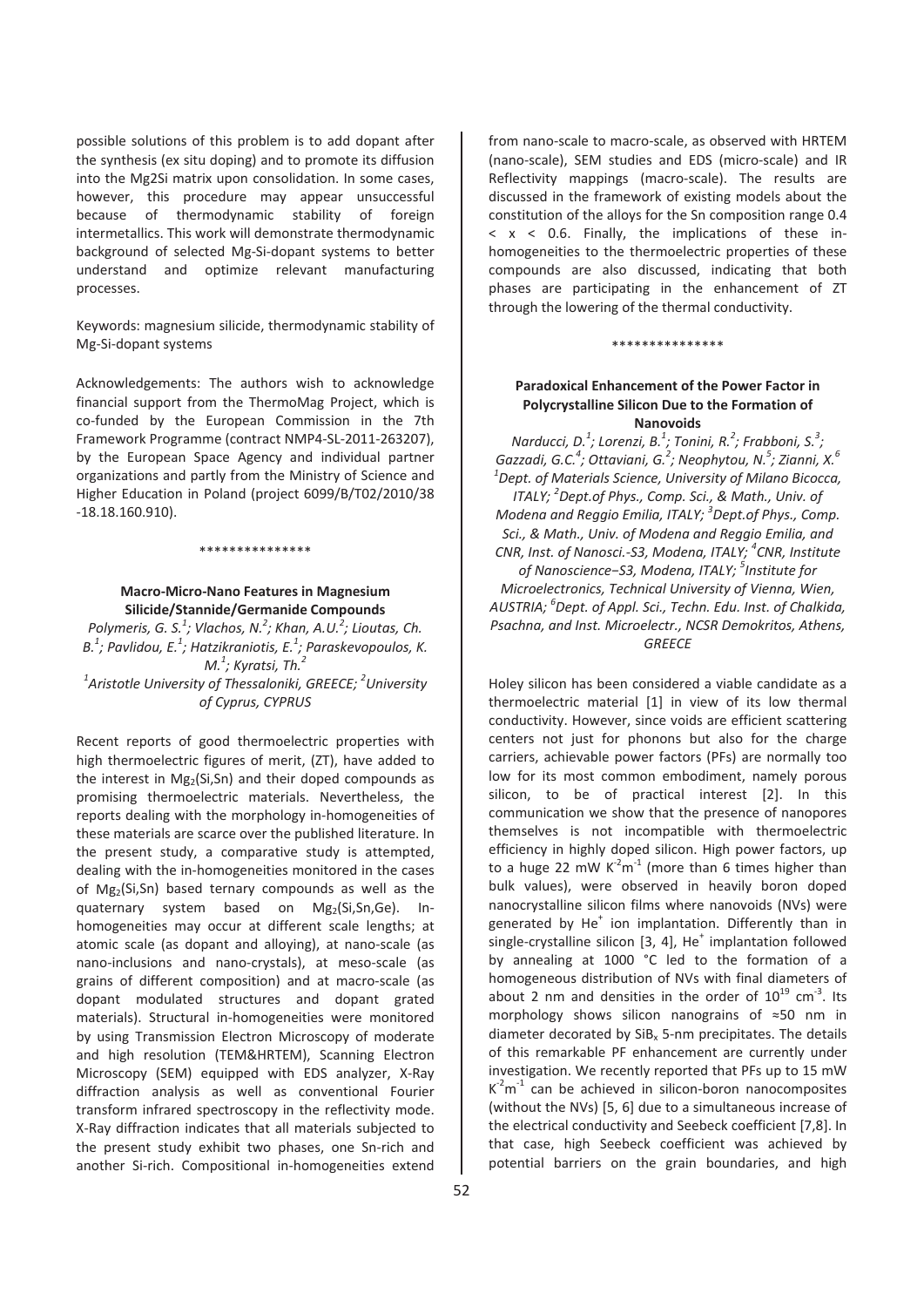possible solutions of this problem is to add dopant after the synthesis (ex situ doping) and to promote its diffusion into the Mg2Si matrix upon consolidation. In some cases, however, this procedure may appear unsuccessful because of thermodynamic stability of foreign intermetallics. This work will demonstrate thermodynamic background of selected Mg-Si-dopant systems to better understand and optimize relevant manufacturing processes.

Keywords: magnesium silicide, thermodynamic stability of Mg-Si-dopant systems

Acknowledgements: The authors wish to acknowledge financial support from the ThermoMag Project, which is co-funded by the European Commission in the 7th Framework Programme (contract NMP4-SL-2011-263207), by the European Space Agency and individual partner organizations and partly from the Ministry of Science and Higher Education in Poland (project 6099/B/T02/2010/38 -18.18.160.910).

***************

### Macro-Micro-Nano Features in Magnesium Silicide/Stannide/Germanide Compounds

*Polymeris, G. S.[1]; Vlachos, N.[2]; Khan, A.U.[2]; Lioutas, Ch. B.[1]; Pavlidou, E.[1]; Hatzikraniotis, E.[1]; Paraskevopoulos, K. M.[1]; Kyratsi, Th.[2]*
*[1]Aristotle University of Thessaloniki, GREECE; [2]University of Cyprus, CYPRUS*

Recent reports of good thermoelectric properties with high thermoelectric figures of merit, (ZT), have added to the interest in $Mg_2(Si,Sn)$ and their doped compounds as promising thermoelectric materials. Nevertheless, the reports dealing with the morphology in-homogeneities of these materials are scarce over the published literature. In the present study, a comparative study is attempted, dealing with the in-homogeneities monitored in the cases of $Mg_2(Si,Sn)$ based ternary compounds as well as the quaternary system based on $Mg_2(Si,Sn,Ge)$. In-homogeneities may occur at different scale lengths; at atomic scale (as dopant and alloying), at nano-scale (as nano-inclusions and nano-crystals), at meso-scale (as grains of different composition) and at macro-scale (as dopant modulated structures and dopant grated materials). Structural in-homogeneities were monitored by using Transmission Electron Microscopy of moderate and high resolution (TEM&HRTEM), Scanning Electron Microscopy (SEM) equipped with EDS analyzer, X-Ray diffraction analysis as well as conventional Fourier transform infrared spectroscopy in the reflectivity mode. X-Ray diffraction indicates that all materials subjected to the present study exhibit two phases, one Sn-rich and another Si-rich. Compositional in-homogeneities extend from nano-scale to macro-scale, as observed with HRTEM (nano-scale), SEM studies and EDS (micro-scale) and IR Reflectivity mappings (macro-scale). The results are discussed in the framework of existing models about the constitution of the alloys for the Sn composition range $0.4 < x < 0.6$. Finally, the implications of these in-homogeneities to the thermoelectric properties of these compounds are also discussed, indicating that both phases are participating in the enhancement of ZT through the lowering of the thermal conductivity.

***************

### Paradoxical Enhancement of the Power Factor in Polycrystalline Silicon Due to the Formation of Nanovoids

*Narducci, D.[1]; Lorenzi, B.[1]; Tonini, R.[2]; Frabboni, S.[3]; Gazzadi, G.C.[4]; Ottaviani, G.[2]; Neophytou, N.[5]; Zianni, X.[6]*
*[1]Dept. of Materials Science, University of Milano Bicocca, ITALY; [2]Dept.of Phys., Comp. Sci., & Math., Univ. of Modena and Reggio Emilia, ITALY; [3]Dept.of Phys., Comp. Sci., & Math., Univ. of Modena and Reggio Emilia, and CNR, Inst. of Nanosci.-S3, Modena, ITALY; [4]CNR, Institute of Nanoscience−S3, Modena, ITALY; [5]Institute for Microelectronics, Technical University of Vienna, Wien, AUSTRIA; [6]Dept. of Appl. Sci., Techn. Edu. Inst. of Chalkida, Psachna, and Inst. Microelectr., NCSR Demokritos, Athens, GREECE*

Holey silicon has been considered a viable candidate as a thermoelectric material [1] in view of its low thermal conductivity. However, since voids are efficient scattering centers not just for phonons but also for the charge carriers, achievable power factors (PFs) are normally too low for its most common embodiment, namely porous silicon, to be of practical interest [2]. In this communication we show that the presence of nanopores themselves is not incompatible with thermoelectric efficiency in highly doped silicon. High power factors, up to a huge 22 mW $K^{-2}m^{-1}$ (more than 6 times higher than bulk values), were observed in heavily boron doped nanocrystalline silicon films where nanovoids (NVs) were generated by $He^+$ ion implantation. Differently than in single-crystalline silicon [3, 4], $He^+$ implantation followed by annealing at 1000 °C led to the formation of a homogeneous distribution of NVs with final diameters of about 2 nm and densities in the order of $10^{19}$ $cm^{-3}$. Its morphology shows silicon nanograins of ≈50 nm in diameter decorated by $SiB_x$ 5-nm precipitates. The details of this remarkable PF enhancement are currently under investigation. We recently reported that PFs up to 15 mW $K^{-2}m^{-1}$ can be achieved in silicon-boron nanocomposites (without the NVs) [5, 6] due to a simultaneous increase of the electrical conductivity and Seebeck coefficient [7,8]. In that case, high Seebeck coefficient was achieved by potential barriers on the grain boundaries, and high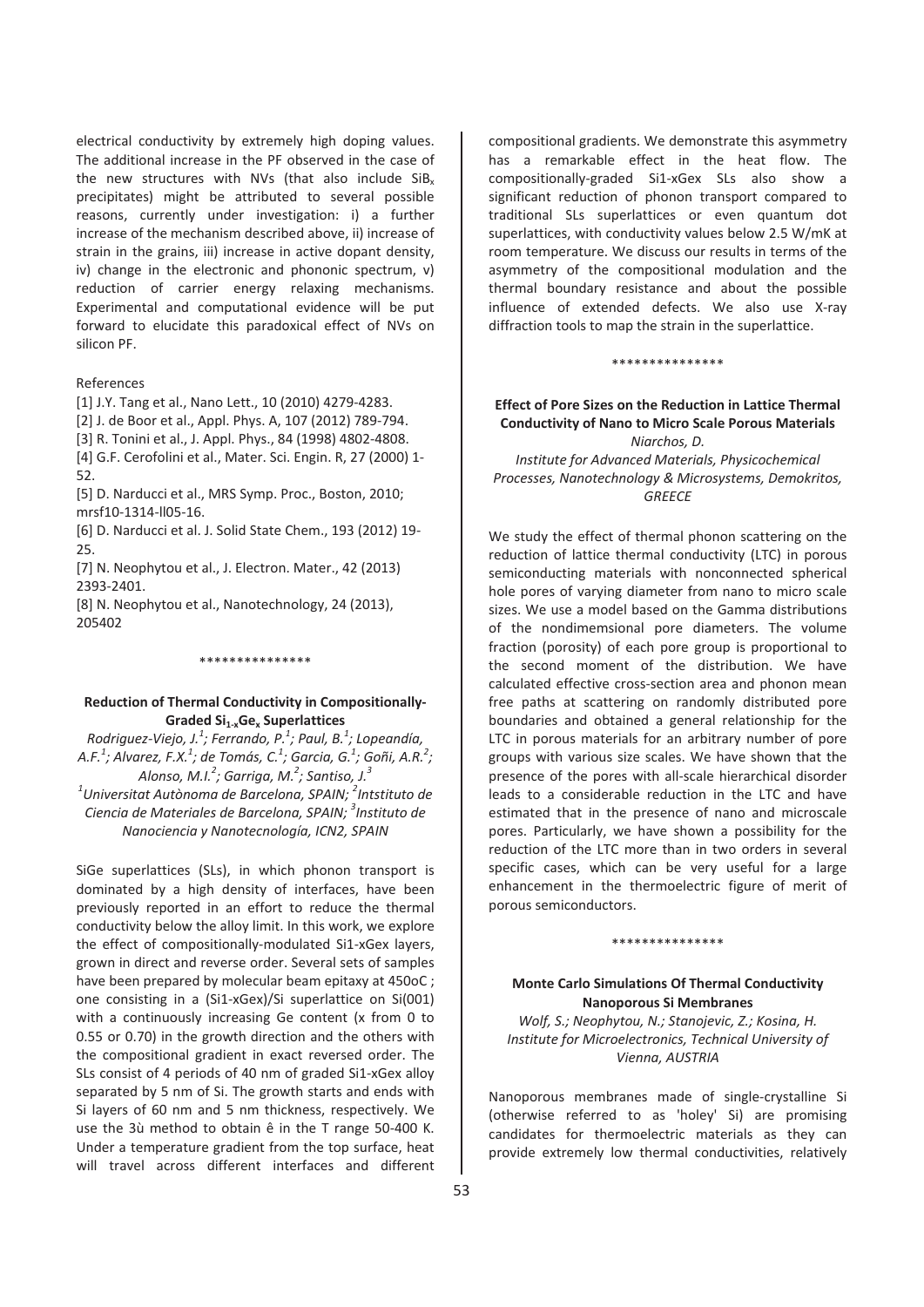electrical conductivity by extremely high doping values. The additional increase in the PF observed in the case of the new structures with NVs (that also include $SiB_x$ precipitates) might be attributed to several possible reasons, currently under investigation: i) a further increase of the mechanism described above, ii) increase of strain in the grains, iii) increase in active dopant density, iv) change in the electronic and phononic spectrum, v) reduction of carrier energy relaxing mechanisms. Experimental and computational evidence will be put forward to elucidate this paradoxical effect of NVs on silicon PF.

References

[1] J.Y. Tang et al., Nano Lett., 10 (2010) 4279-4283.
[2] J. de Boor et al., Appl. Phys. A, 107 (2012) 789-794.
[3] R. Tonini et al., J. Appl. Phys., 84 (1998) 4802-4808.
[4] G.F. Cerofolini et al., Mater. Sci. Engin. R, 27 (2000) 1-52.
[5] D. Narducci et al., MRS Symp. Proc., Boston, 2010; mrsf10-1314-ll05-16.
[6] D. Narducci et al. J. Solid State Chem., 193 (2012) 19-25.
[7] N. Neophytou et al., J. Electron. Mater., 42 (2013) 2393-2401.
[8] N. Neophytou et al., Nanotechnology, 24 (2013), 205402

\*\*\*\*\*\*\*\*\*\*\*\*\*\*\*

### Reduction of Thermal Conductivity in Compositionally-Graded $Si_{1-x}Ge_x$ Superlattices

*Rodriguez-Viejo, J.[1]; Ferrando, P.[1]; Paul, B.[1]; Lopeandía, A.F.[1]; Alvarez, F.X.[1]; de Tomás, C.[1]; Garcia, G.[1]; Goñi, A.R.[2]; Alonso, M.I.[2]; Garriga, M.[2]; Santiso, J.[3]*
*[1]Universitat Autònoma de Barcelona, SPAIN; [2]Intstituto de Ciencia de Materiales de Barcelona, SPAIN; [3]Instituto de Nanociencia y Nanotecnología, ICN2, SPAIN*

SiGe superlattices (SLs), in which phonon transport is dominated by a high density of interfaces, have been previously reported in an effort to reduce the thermal conductivity below the alloy limit. In this work, we explore the effect of compositionally-modulated Si1-xGex layers, grown in direct and reverse order. Several sets of samples have been prepared by molecular beam epitaxy at 450oC ; one consisting in a (Si1-xGex)/Si superlattice on Si(001) with a continuously increasing Ge content (x from 0 to 0.55 or 0.70) in the growth direction and the others with the compositional gradient in exact reversed order. The SLs consist of 4 periods of 40 nm of graded Si1-xGex alloy separated by 5 nm of Si. The growth starts and ends with Si layers of 60 nm and 5 nm thickness, respectively. We use the 3ù method to obtain ê in the T range 50-400 K. Under a temperature gradient from the top surface, heat will travel across different interfaces and different compositional gradients. We demonstrate this asymmetry has a remarkable effect in the heat flow. The compositionally-graded Si1-xGex SLs also show a significant reduction of phonon transport compared to traditional SLs superlattices or even quantum dot superlattices, with conductivity values below 2.5 W/mK at room temperature. We discuss our results in terms of the asymmetry of the compositional modulation and the thermal boundary resistance and about the possible influence of extended defects. We also use X-ray diffraction tools to map the strain in the superlattice.

\*\*\*\*\*\*\*\*\*\*\*\*\*\*\*

### Effect of Pore Sizes on the Reduction in Lattice Thermal Conductivity of Nano to Micro Scale Porous Materials

*Niarchos, D.*
*Institute for Advanced Materials, Physicochemical Processes, Nanotechnology & Microsystems, Demokritos, GREECE*

We study the effect of thermal phonon scattering on the reduction of lattice thermal conductivity (LTC) in porous semiconducting materials with nonconnected spherical hole pores of varying diameter from nano to micro scale sizes. We use a model based on the Gamma distributions of the nondimemsional pore diameters. The volume fraction (porosity) of each pore group is proportional to the second moment of the distribution. We have calculated effective cross-section area and phonon mean free paths at scattering on randomly distributed pore boundaries and obtained a general relationship for the LTC in porous materials for an arbitrary number of pore groups with various size scales. We have shown that the presence of the pores with all-scale hierarchical disorder leads to a considerable reduction in the LTC and have estimated that in the presence of nano and microscale pores. Particularly, we have shown a possibility for the reduction of the LTC more than in two orders in several specific cases, which can be very useful for a large enhancement in the thermoelectric figure of merit of porous semiconductors.

\*\*\*\*\*\*\*\*\*\*\*\*\*\*\*

### Monte Carlo Simulations Of Thermal Conductivity Nanoporous Si Membranes

*Wolf, S.; Neophytou, N.; Stanojevic, Z.; Kosina, H.*
*Institute for Microelectronics, Technical University of Vienna, AUSTRIA*

Nanoporous membranes made of single-crystalline Si (otherwise referred to as 'holey' Si) are promising candidates for thermoelectric materials as they can provide extremely low thermal conductivities, relatively